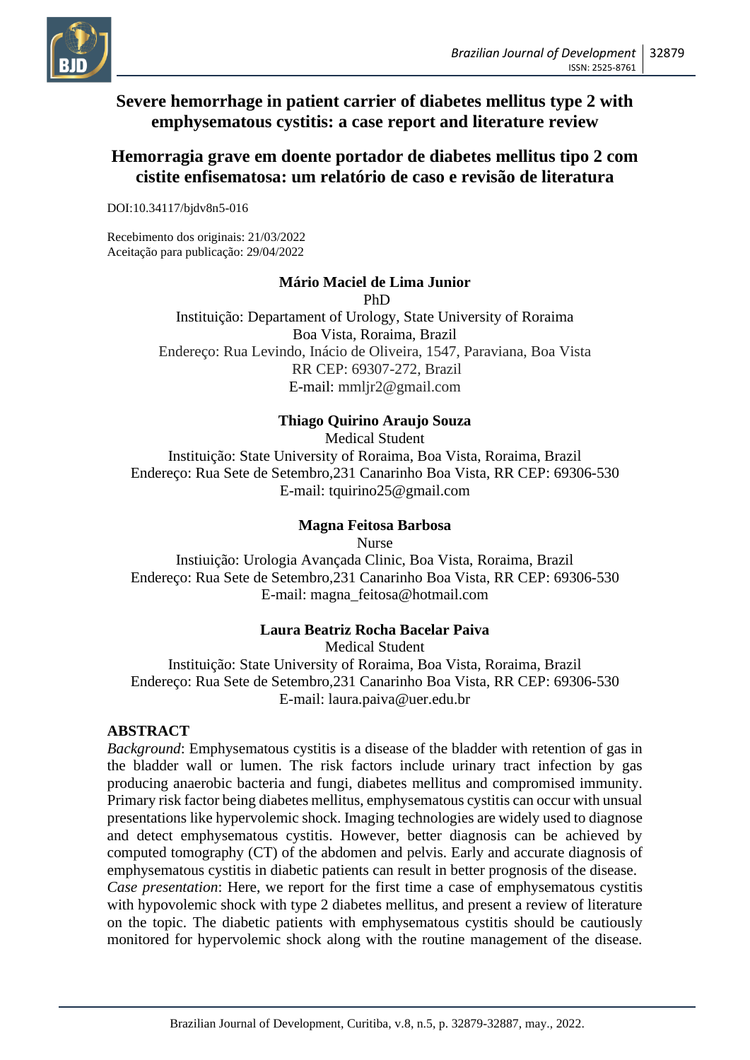# Severe hemorrhage in patient carrier of diabetes mellitus type 2 with emphysematous cystitis: a case report and literature review

# Hemorragia grave em doente portador de diabetes mellitus tipo 2 com cistite enfisematosa: um relatório de caso e revisão de literatura

DOI:10.34117/bjdv8n5-016

Recebimento dos originais: 21/03/2022
Aceitação para publicação: 29/04/2022

**Mário Maciel de Lima Junior**
PhD
Instituição: Departament of Urology, State University of Roraima
Boa Vista, Roraima, Brazil
Endereço: Rua Levindo, Inácio de Oliveira, 1547, Paraviana, Boa Vista
RR CEP: 69307-272, Brazil
E-mail: mmljr2@gmail.com

**Thiago Quirino Araujo Souza**
Medical Student
Instituição: State University of Roraima, Boa Vista, Roraima, Brazil
Endereço: Rua Sete de Setembro,231 Canarinho Boa Vista, RR CEP: 69306-530
E-mail: tquirino25@gmail.com

**Magna Feitosa Barbosa**
Nurse
Instiuição: Urologia Avançada Clinic, Boa Vista, Roraima, Brazil
Endereço: Rua Sete de Setembro,231 Canarinho Boa Vista, RR CEP: 69306-530
E-mail: magna_feitosa@hotmail.com

**Laura Beatriz Rocha Bacelar Paiva**
Medical Student
Instituição: State University of Roraima, Boa Vista, Roraima, Brazil
Endereço: Rua Sete de Setembro,231 Canarinho Boa Vista, RR CEP: 69306-530
E-mail: laura.paiva@uer.edu.br

## ABSTRACT

*Background*: Emphysematous cystitis is a disease of the bladder with retention of gas in the bladder wall or lumen. The risk factors include urinary tract infection by gas producing anaerobic bacteria and fungi, diabetes mellitus and compromised immunity. Primary risk factor being diabetes mellitus, emphysematous cystitis can occur with unsual presentations like hypervolemic shock. Imaging technologies are widely used to diagnose and detect emphysematous cystitis. However, better diagnosis can be achieved by computed tomography (CT) of the abdomen and pelvis. Early and accurate diagnosis of emphysematous cystitis in diabetic patients can result in better prognosis of the disease.
*Case presentation*: Here, we report for the first time a case of emphysematous cystitis with hypovolemic shock with type 2 diabetes mellitus, and present a review of literature on the topic. The diabetic patients with emphysematous cystitis should be cautiously monitored for hypervolemic shock along with the routine management of the disease.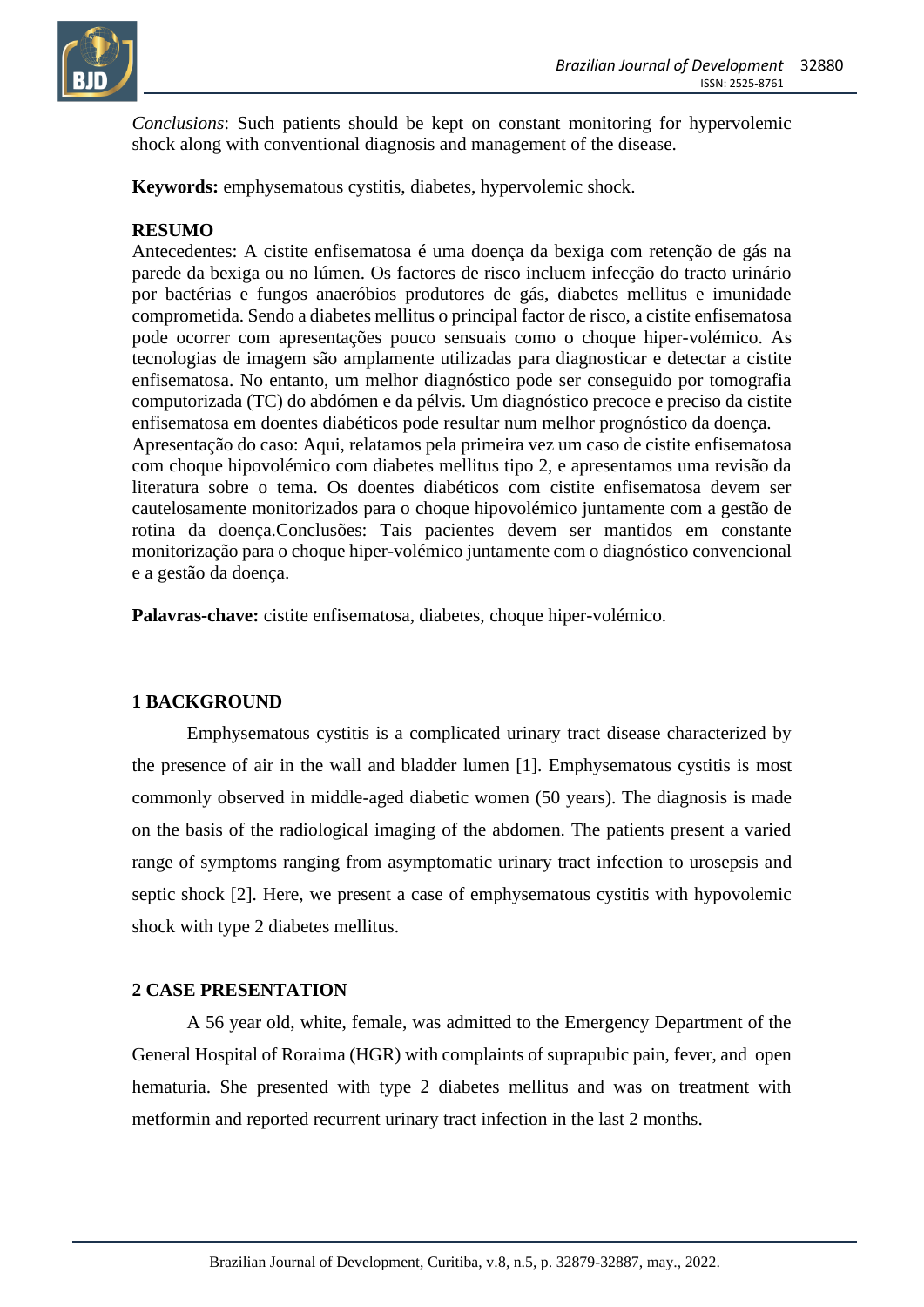*Conclusions*: Such patients should be kept on constant monitoring for hypervolemic shock along with conventional diagnosis and management of the disease.

**Keywords:** emphysematous cystitis, diabetes, hypervolemic shock.

**RESUMO**

Antecedentes: A cistite enfisematosa é uma doença da bexiga com retenção de gás na parede da bexiga ou no lúmen. Os factores de risco incluem infecção do tracto urinário por bactérias e fungos anaeróbios produtores de gás, diabetes mellitus e imunidade comprometida. Sendo a diabetes mellitus o principal factor de risco, a cistite enfisematosa pode ocorrer com apresentações pouco sensuais como o choque hiper-volémico. As tecnologias de imagem são amplamente utilizadas para diagnosticar e detectar a cistite enfisematosa. No entanto, um melhor diagnóstico pode ser conseguido por tomografia computorizada (TC) do abdómen e da pélvis. Um diagnóstico precoce e preciso da cistite enfisematosa em doentes diabéticos pode resultar num melhor prognóstico da doença.
Apresentação do caso: Aqui, relatamos pela primeira vez um caso de cistite enfisematosa com choque hipovolémico com diabetes mellitus tipo 2, e apresentamos uma revisão da literatura sobre o tema. Os doentes diabéticos com cistite enfisematosa devem ser cautelosamente monitorizados para o choque hipovolémico juntamente com a gestão de rotina da doença.Conclusões: Tais pacientes devem ser mantidos em constante monitorização para o choque hiper-volémico juntamente com o diagnóstico convencional e a gestão da doença.

**Palavras-chave:** cistite enfisematosa, diabetes, choque hiper-volémico.

## 1 BACKGROUND

Emphysematous cystitis is a complicated urinary tract disease characterized by the presence of air in the wall and bladder lumen [1]. Emphysematous cystitis is most commonly observed in middle-aged diabetic women (50 years). The diagnosis is made on the basis of the radiological imaging of the abdomen. The patients present a varied range of symptoms ranging from asymptomatic urinary tract infection to urosepsis and septic shock [2]. Here, we present a case of emphysematous cystitis with hypovolemic shock with type 2 diabetes mellitus.

## 2 CASE PRESENTATION

A 56 year old, white, female, was admitted to the Emergency Department of the General Hospital of Roraima (HGR) with complaints of suprapubic pain, fever, and open hematuria. She presented with type 2 diabetes mellitus and was on treatment with metformin and reported recurrent urinary tract infection in the last 2 months.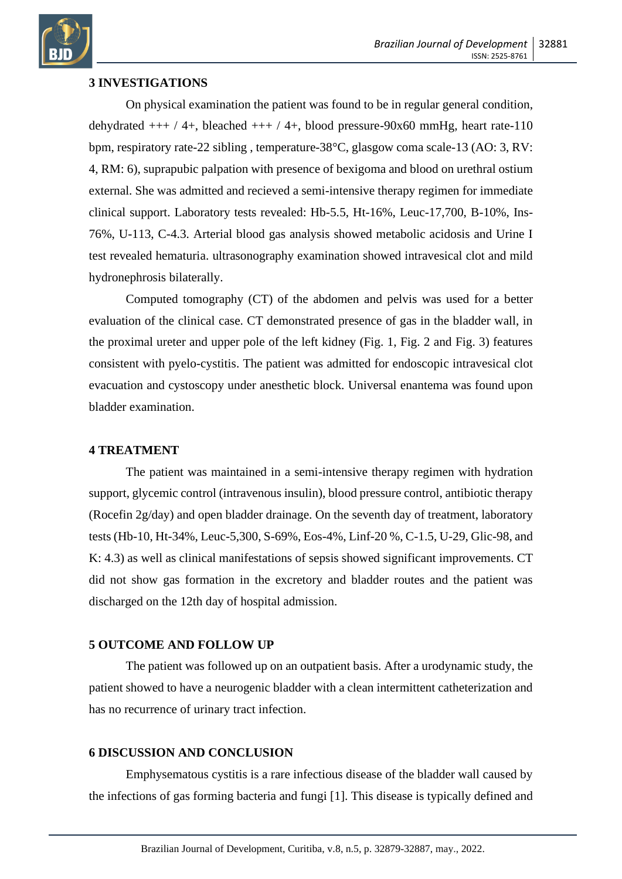## 3 INVESTIGATIONS

On physical examination the patient was found to be in regular general condition, dehydrated +++ / 4+, bleached +++ / 4+, blood pressure-90x60 mmHg, heart rate-110 bpm, respiratory rate-22 sibling , temperature-38°C, glasgow coma scale-13 (AO: 3, RV: 4, RM: 6), suprapubic palpation with presence of bexigoma and blood on urethral ostium external. She was admitted and recieved a semi-intensive therapy regimen for immediate clinical support. Laboratory tests revealed: Hb-5.5, Ht-16%, Leuc-17,700, B-10%, Ins-76%, U-113, C-4.3. Arterial blood gas analysis showed metabolic acidosis and Urine I test revealed hematuria. ultrasonography examination showed intravesical clot and mild hydronephrosis bilaterally.

Computed tomography (CT) of the abdomen and pelvis was used for a better evaluation of the clinical case. CT demonstrated presence of gas in the bladder wall, in the proximal ureter and upper pole of the left kidney (Fig. 1, Fig. 2 and Fig. 3) features consistent with pyelo-cystitis. The patient was admitted for endoscopic intravesical clot evacuation and cystoscopy under anesthetic block. Universal enantema was found upon bladder examination.

## 4 TREATMENT

The patient was maintained in a semi-intensive therapy regimen with hydration support, glycemic control (intravenous insulin), blood pressure control, antibiotic therapy (Rocefin 2g/day) and open bladder drainage. On the seventh day of treatment, laboratory tests (Hb-10, Ht-34%, Leuc-5,300, S-69%, Eos-4%, Linf-20 %, C-1.5, U-29, Glic-98, and K: 4.3) as well as clinical manifestations of sepsis showed significant improvements. CT did not show gas formation in the excretory and bladder routes and the patient was discharged on the 12th day of hospital admission.

## 5 OUTCOME AND FOLLOW UP

The patient was followed up on an outpatient basis. After a urodynamic study, the patient showed to have a neurogenic bladder with a clean intermittent catheterization and has no recurrence of urinary tract infection.

## 6 DISCUSSION AND CONCLUSION

Emphysematous cystitis is a rare infectious disease of the bladder wall caused by the infections of gas forming bacteria and fungi [1]. This disease is typically defined and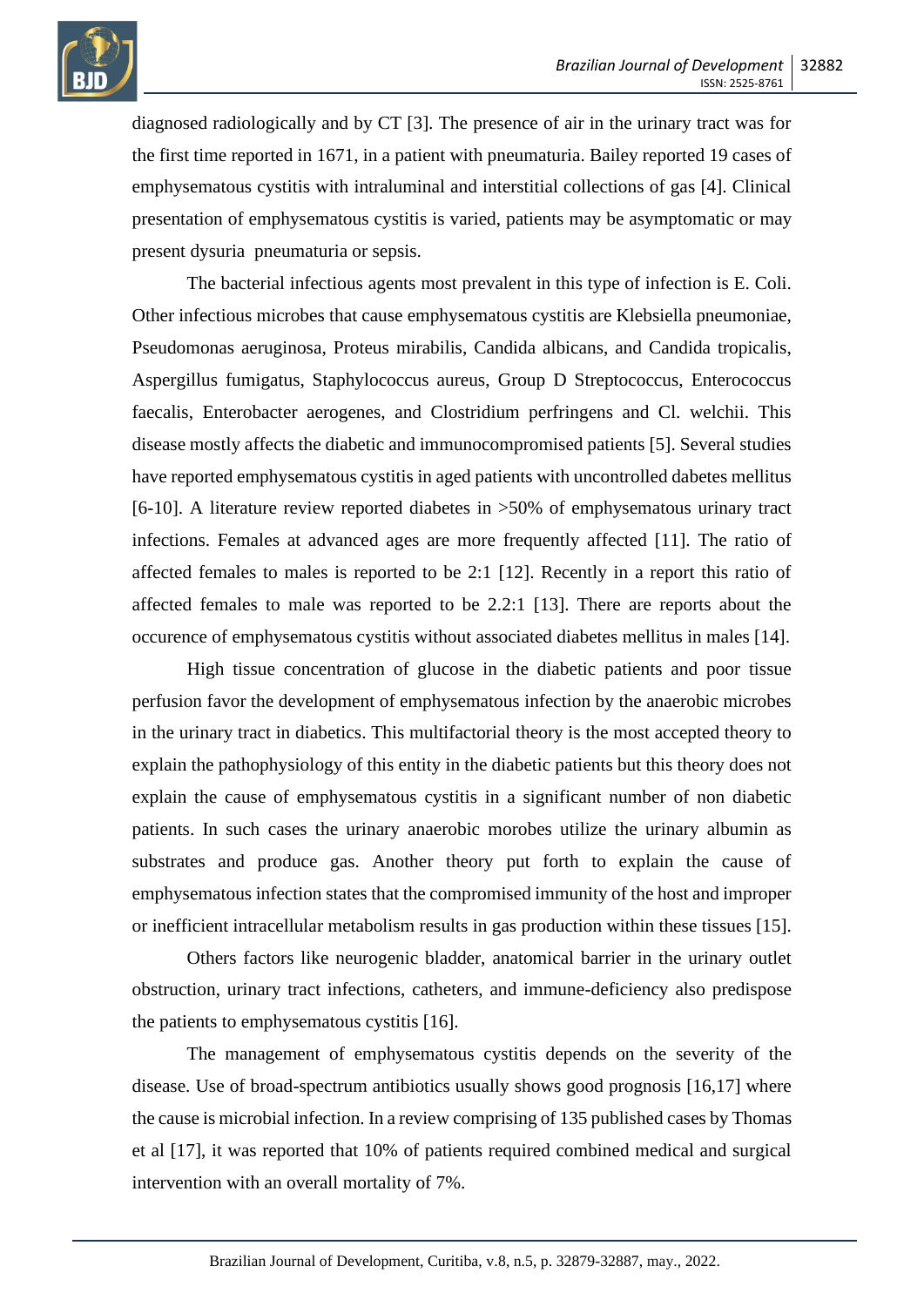diagnosed radiologically and by CT [3]. The presence of air in the urinary tract was for the first time reported in 1671, in a patient with pneumaturia. Bailey reported 19 cases of emphysematous cystitis with intraluminal and interstitial collections of gas [4]. Clinical presentation of emphysematous cystitis is varied, patients may be asymptomatic or may present dysuria pneumaturia or sepsis.

The bacterial infectious agents most prevalent in this type of infection is E. Coli. Other infectious microbes that cause emphysematous cystitis are Klebsiella pneumoniae, Pseudomonas aeruginosa, Proteus mirabilis, Candida albicans, and Candida tropicalis, Aspergillus fumigatus, Staphylococcus aureus, Group D Streptococcus, Enterococcus faecalis, Enterobacter aerogenes, and Clostridium perfringens and Cl. welchii. This disease mostly affects the diabetic and immunocompromised patients [5]. Several studies have reported emphysematous cystitis in aged patients with uncontrolled dabetes mellitus [6-10]. A literature review reported diabetes in >50% of emphysematous urinary tract infections. Females at advanced ages are more frequently affected [11]. The ratio of affected females to males is reported to be 2:1 [12]. Recently in a report this ratio of affected females to male was reported to be 2.2:1 [13]. There are reports about the occurence of emphysematous cystitis without associated diabetes mellitus in males [14].

High tissue concentration of glucose in the diabetic patients and poor tissue perfusion favor the development of emphysematous infection by the anaerobic microbes in the urinary tract in diabetics. This multifactorial theory is the most accepted theory to explain the pathophysiology of this entity in the diabetic patients but this theory does not explain the cause of emphysematous cystitis in a significant number of non diabetic patients. In such cases the urinary anaerobic morobes utilize the urinary albumin as substrates and produce gas. Another theory put forth to explain the cause of emphysematous infection states that the compromised immunity of the host and improper or inefficient intracellular metabolism results in gas production within these tissues [15].

Others factors like neurogenic bladder, anatomical barrier in the urinary outlet obstruction, urinary tract infections, catheters, and immune-deficiency also predispose the patients to emphysematous cystitis [16].

The management of emphysematous cystitis depends on the severity of the disease. Use of broad-spectrum antibiotics usually shows good prognosis [16,17] where the cause is microbial infection. In a review comprising of 135 published cases by Thomas et al [17], it was reported that 10% of patients required combined medical and surgical intervention with an overall mortality of 7%.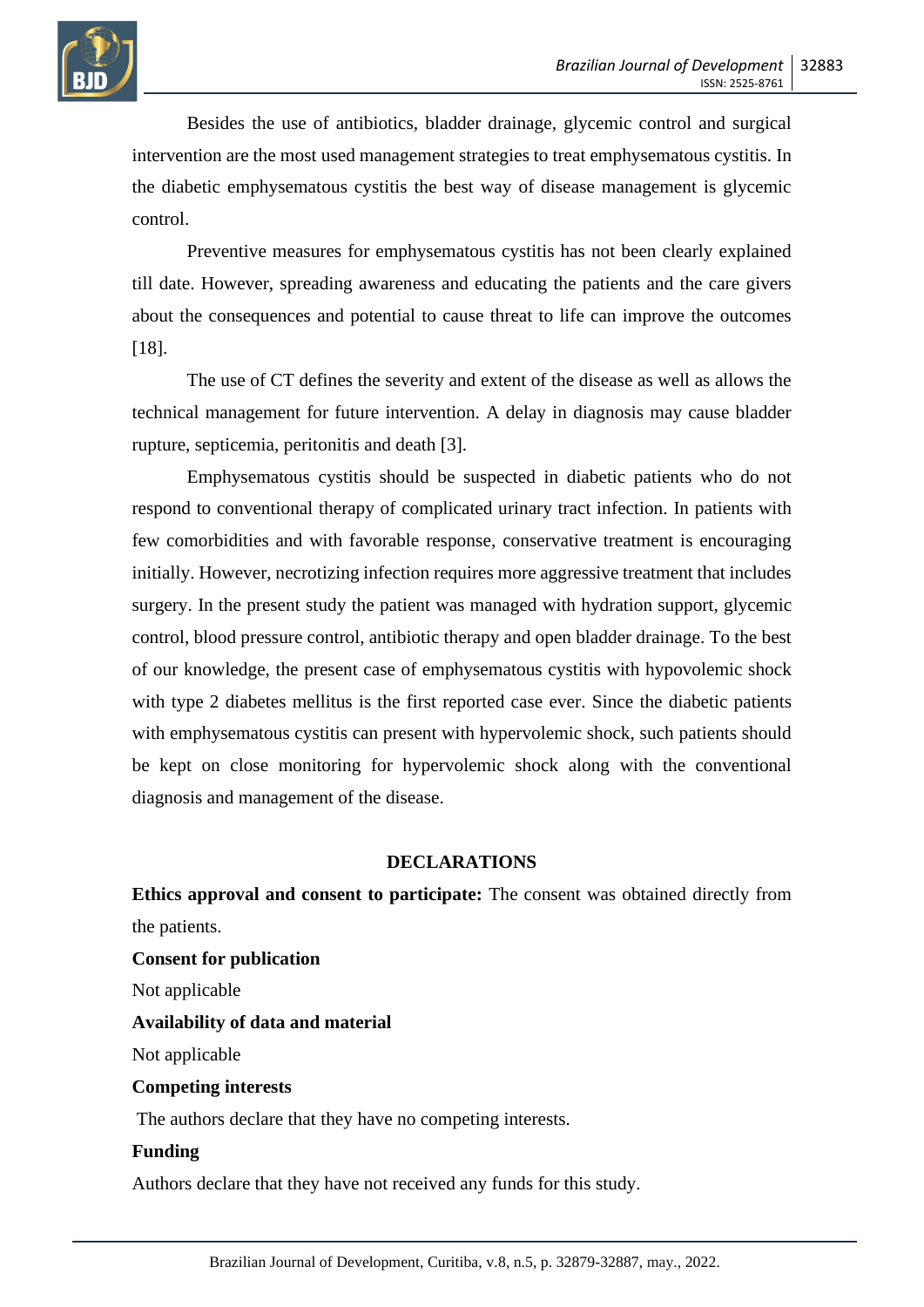Besides the use of antibiotics, bladder drainage, glycemic control and surgical intervention are the most used management strategies to treat emphysematous cystitis. In the diabetic emphysematous cystitis the best way of disease management is glycemic control.

Preventive measures for emphysematous cystitis has not been clearly explained till date. However, spreading awareness and educating the patients and the care givers about the consequences and potential to cause threat to life can improve the outcomes [18].

The use of CT defines the severity and extent of the disease as well as allows the technical management for future intervention. A delay in diagnosis may cause bladder rupture, septicemia, peritonitis and death [3].

Emphysematous cystitis should be suspected in diabetic patients who do not respond to conventional therapy of complicated urinary tract infection. In patients with few comorbidities and with favorable response, conservative treatment is encouraging initially. However, necrotizing infection requires more aggressive treatment that includes surgery. In the present study the patient was managed with hydration support, glycemic control, blood pressure control, antibiotic therapy and open bladder drainage. To the best of our knowledge, the present case of emphysematous cystitis with hypovolemic shock with type 2 diabetes mellitus is the first reported case ever. Since the diabetic patients with emphysematous cystitis can present with hypervolemic shock, such patients should be kept on close monitoring for hypervolemic shock along with the conventional diagnosis and management of the disease.

## DECLARATIONS

**Ethics approval and consent to participate:** The consent was obtained directly from the patients.

**Consent for publication**

Not applicable

**Availability of data and material**

Not applicable

**Competing interests**

The authors declare that they have no competing interests.

**Funding**

Authors declare that they have not received any funds for this study.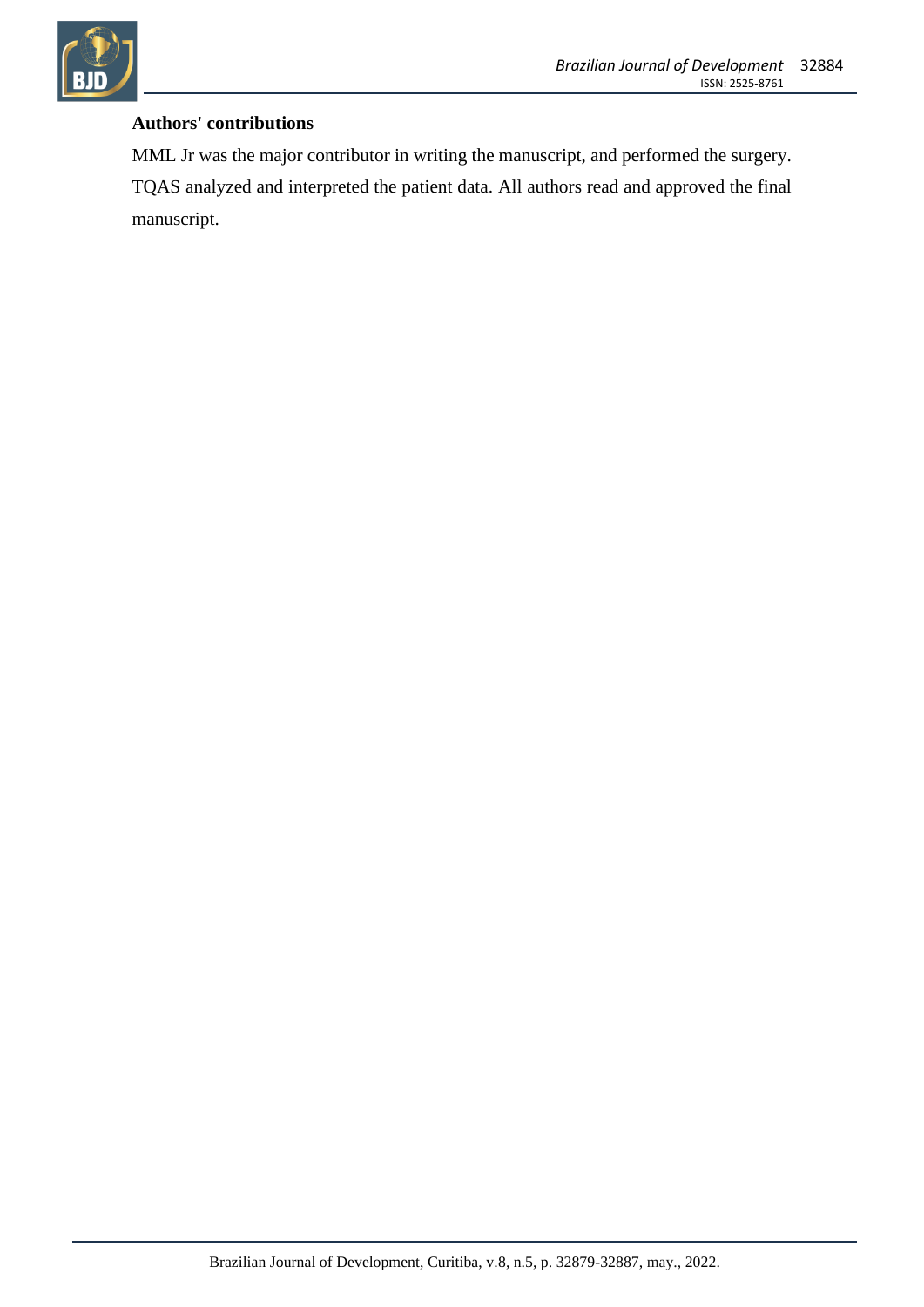**Authors' contributions**

MML Jr was the major contributor in writing the manuscript, and performed the surgery. TQAS analyzed and interpreted the patient data. All authors read and approved the final manuscript.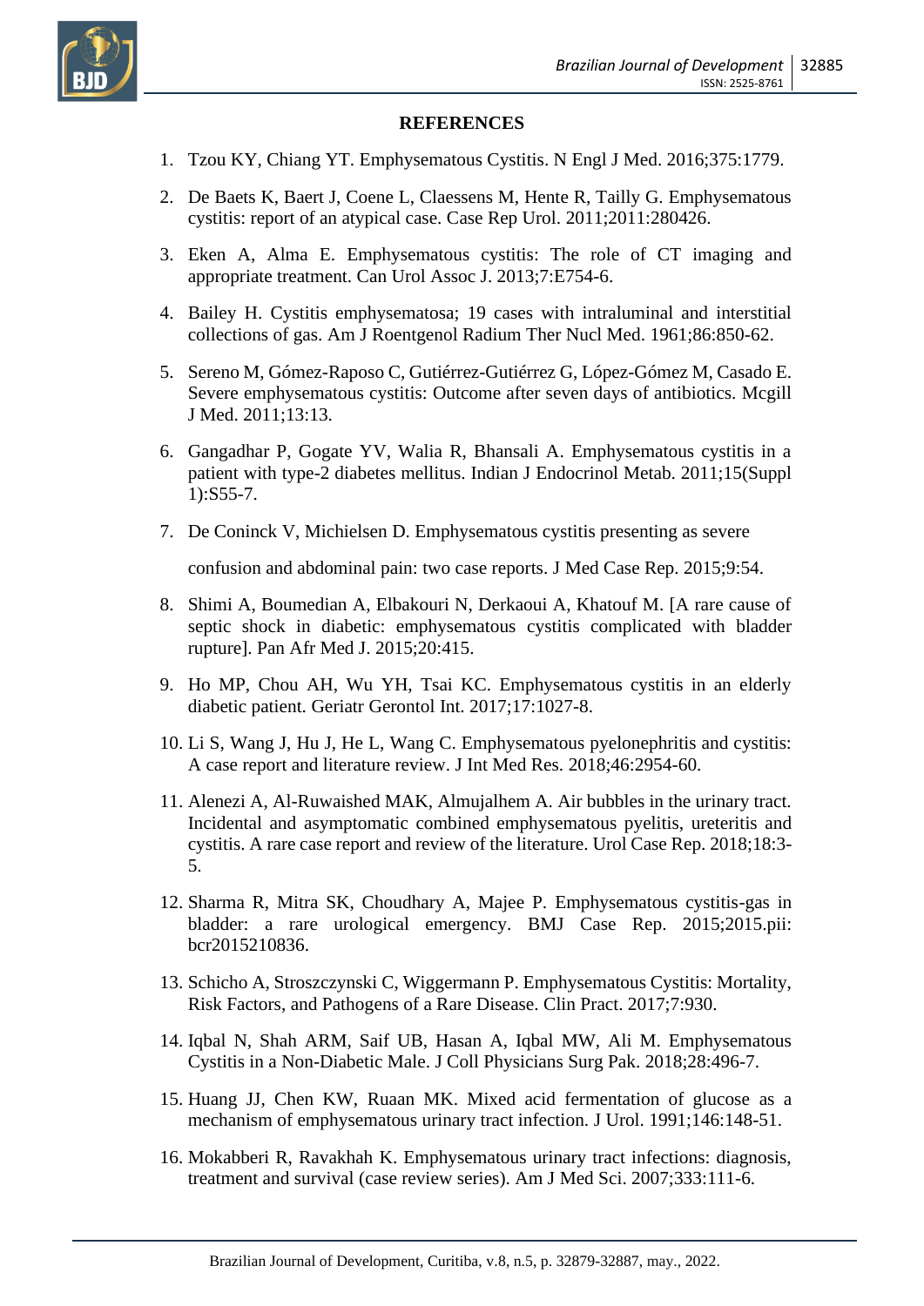**REFERENCES**

1. Tzou KY, Chiang YT. Emphysematous Cystitis. N Engl J Med. 2016;375:1779.
2. De Baets K, Baert J, Coene L, Claessens M, Hente R, Tailly G. Emphysematous cystitis: report of an atypical case. Case Rep Urol. 2011;2011:280426.
3. Eken A, Alma E. Emphysematous cystitis: The role of CT imaging and appropriate treatment. Can Urol Assoc J. 2013;7:E754-6.
4. Bailey H. Cystitis emphysematosa; 19 cases with intraluminal and interstitial collections of gas. Am J Roentgenol Radium Ther Nucl Med. 1961;86:850-62.
5. Sereno M, Gómez-Raposo C, Gutiérrez-Gutiérrez G, López-Gómez M, Casado E. Severe emphysematous cystitis: Outcome after seven days of antibiotics. Mcgill J Med. 2011;13:13.
6. Gangadhar P, Gogate YV, Walia R, Bhansali A. Emphysematous cystitis in a patient with type-2 diabetes mellitus. Indian J Endocrinol Metab. 2011;15(Suppl 1):S55-7.
7. De Coninck V, Michielsen D. Emphysematous cystitis presenting as severe confusion and abdominal pain: two case reports. J Med Case Rep. 2015;9:54.
8. Shimi A, Boumedian A, Elbakouri N, Derkaoui A, Khatouf M. [A rare cause of septic shock in diabetic: emphysematous cystitis complicated with bladder rupture]. Pan Afr Med J. 2015;20:415.
9. Ho MP, Chou AH, Wu YH, Tsai KC. Emphysematous cystitis in an elderly diabetic patient. Geriatr Gerontol Int. 2017;17:1027-8.
10. Li S, Wang J, Hu J, He L, Wang C. Emphysematous pyelonephritis and cystitis: A case report and literature review. J Int Med Res. 2018;46:2954-60.
11. Alenezi A, Al-Ruwaished MAK, Almujalhem A. Air bubbles in the urinary tract. Incidental and asymptomatic combined emphysematous pyelitis, ureteritis and cystitis. A rare case report and review of the literature. Urol Case Rep. 2018;18:3-5.
12. Sharma R, Mitra SK, Choudhary A, Majee P. Emphysematous cystitis-gas in bladder: a rare urological emergency. BMJ Case Rep. 2015;2015.pii: bcr2015210836.
13. Schicho A, Stroszczynski C, Wiggermann P. Emphysematous Cystitis: Mortality, Risk Factors, and Pathogens of a Rare Disease. Clin Pract. 2017;7:930.
14. Iqbal N, Shah ARM, Saif UB, Hasan A, Iqbal MW, Ali M. Emphysematous Cystitis in a Non-Diabetic Male. J Coll Physicians Surg Pak. 2018;28:496-7.
15. Huang JJ, Chen KW, Ruaan MK. Mixed acid fermentation of glucose as a mechanism of emphysematous urinary tract infection. J Urol. 1991;146:148-51.
16. Mokabberi R, Ravakhah K. Emphysematous urinary tract infections: diagnosis, treatment and survival (case review series). Am J Med Sci. 2007;333:111-6.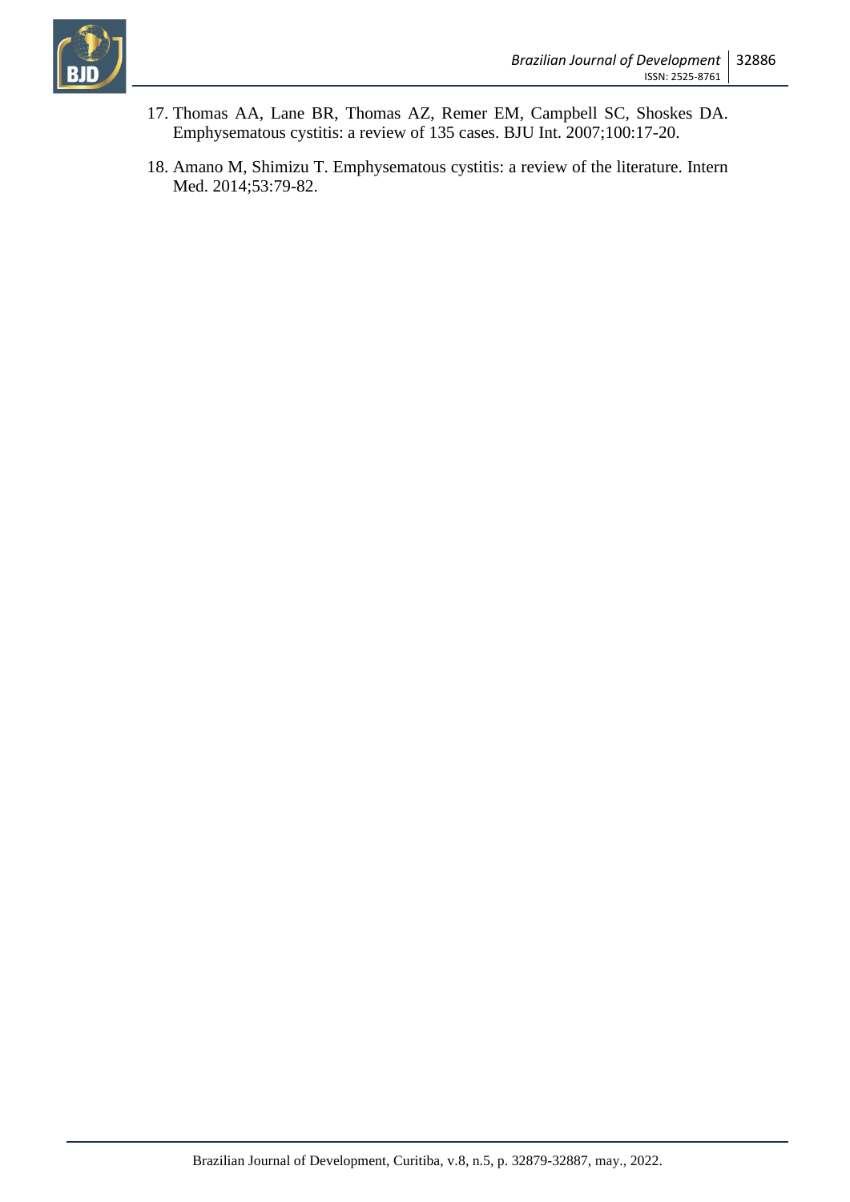17. Thomas AA, Lane BR, Thomas AZ, Remer EM, Campbell SC, Shoskes DA. Emphysematous cystitis: a review of 135 cases. BJU Int. 2007;100:17-20.
18. Amano M, Shimizu T. Emphysematous cystitis: a review of the literature. Intern Med. 2014;53:79-82.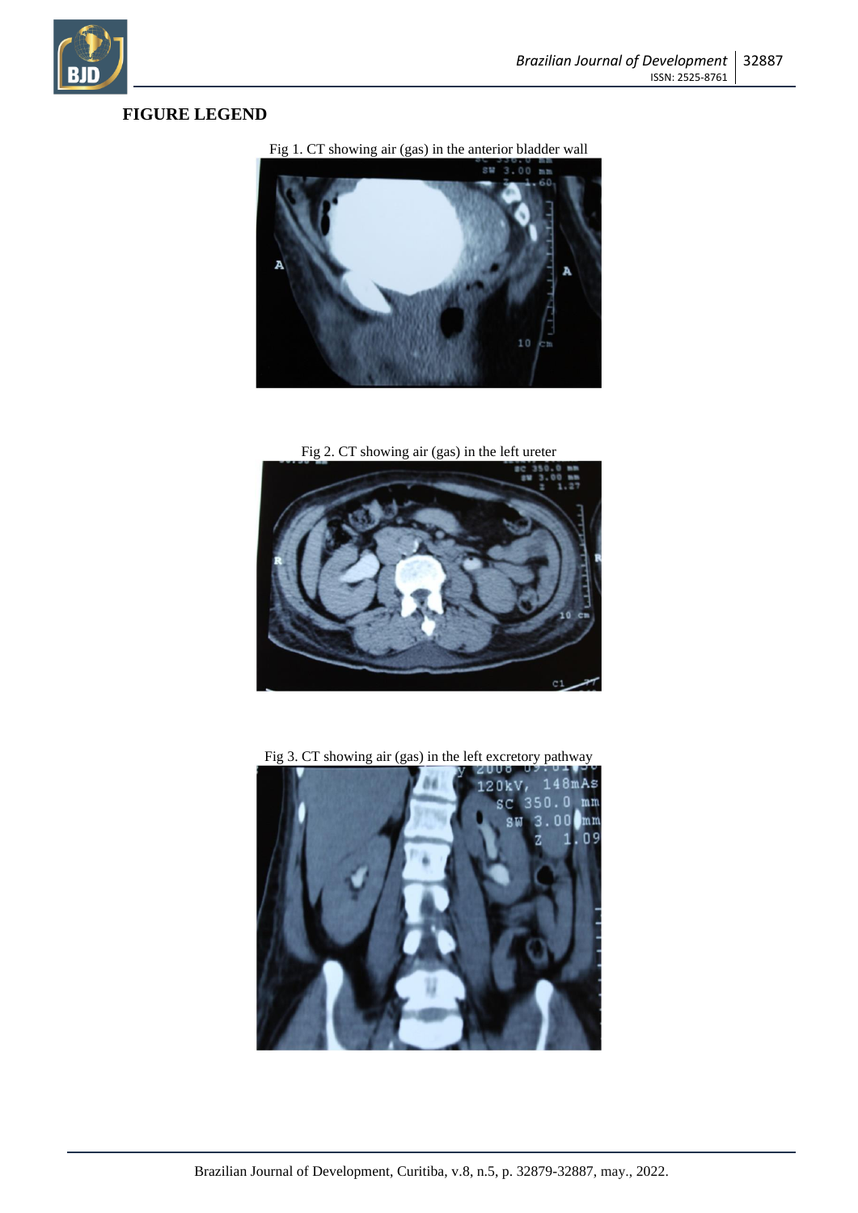## FIGURE LEGEND

Fig 1. CT showing air (gas) in the anterior bladder wall

Fig 2. CT showing air (gas) in the left ureter

Fig 3. CT showing air (gas) in the left excretory pathway